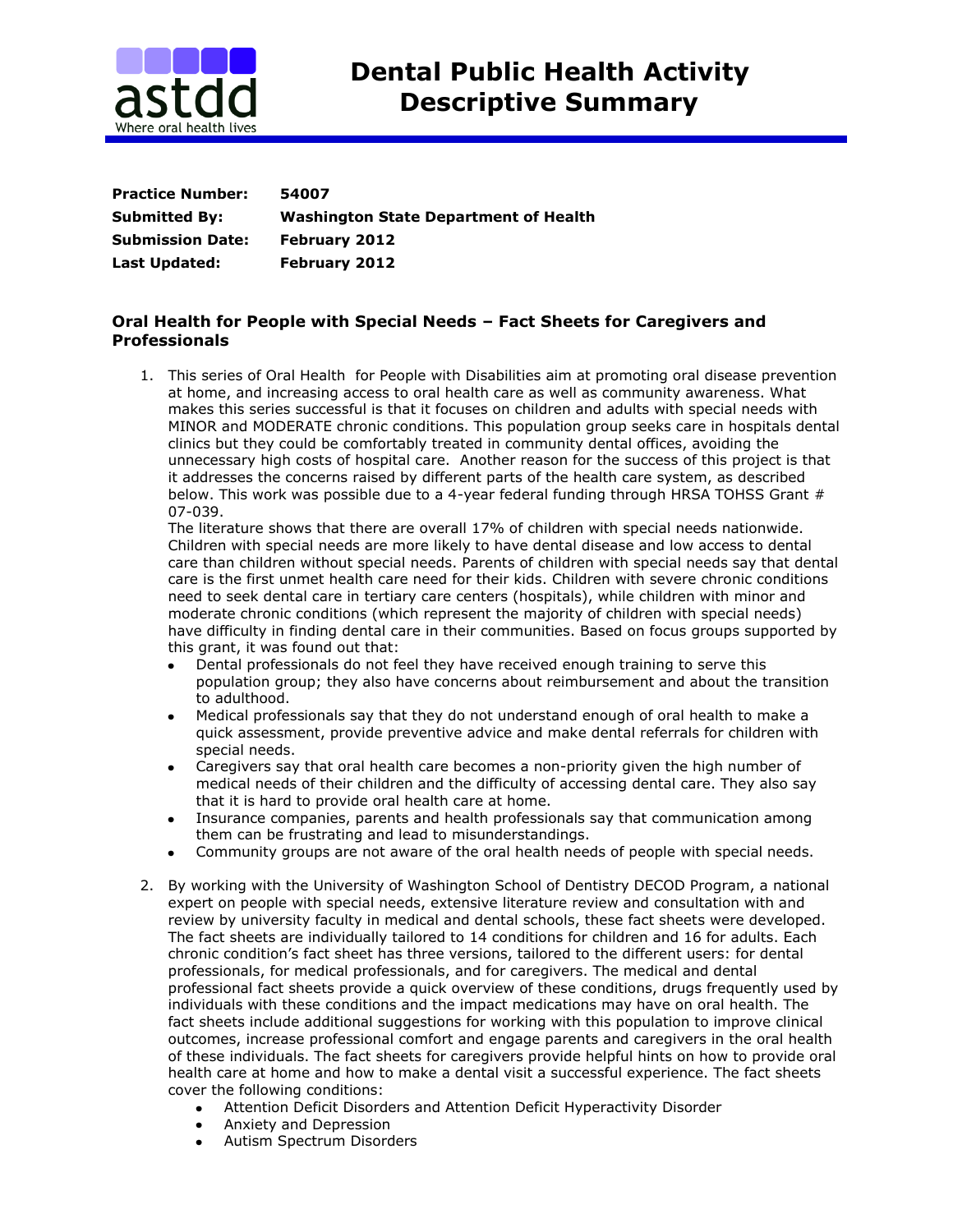# Dental Public Health Activity Descriptive Summary

**Practice Number:** 54007
**Submitted By:** Washington State Department of Health
**Submission Date:** February 2012
**Last Updated:** February 2012

## Oral Health for People with Special Needs – Fact Sheets for Caregivers and Professionals

1. This series of Oral Health for People with Disabilities aim at promoting oral disease prevention at home, and increasing access to oral health care as well as community awareness. What makes this series successful is that it focuses on children and adults with special needs with MINOR and MODERATE chronic conditions. This population group seeks care in hospitals dental clinics but they could be comfortably treated in community dental offices, avoiding the unnecessary high costs of hospital care. Another reason for the success of this project is that it addresses the concerns raised by different parts of the health care system, as described below. This work was possible due to a 4-year federal funding through HRSA TOHSS Grant # 07-039.

   The literature shows that there are overall 17% of children with special needs nationwide. Children with special needs are more likely to have dental disease and low access to dental care than children without special needs. Parents of children with special needs say that dental care is the first unmet health care need for their kids. Children with severe chronic conditions need to seek dental care in tertiary care centers (hospitals), while children with minor and moderate chronic conditions (which represent the majority of children with special needs) have difficulty in finding dental care in their communities. Based on focus groups supported by this grant, it was found out that:

   - Dental professionals do not feel they have received enough training to serve this population group; they also have concerns about reimbursement and about the transition to adulthood.
   - Medical professionals say that they do not understand enough of oral health to make a quick assessment, provide preventive advice and make dental referrals for children with special needs.
   - Caregivers say that oral health care becomes a non-priority given the high number of medical needs of their children and the difficulty of accessing dental care. They also say that it is hard to provide oral health care at home.
   - Insurance companies, parents and health professionals say that communication among them can be frustrating and lead to misunderstandings.
   - Community groups are not aware of the oral health needs of people with special needs.

2. By working with the University of Washington School of Dentistry DECOD Program, a national expert on people with special needs, extensive literature review and consultation with and review by university faculty in medical and dental schools, these fact sheets were developed. The fact sheets are individually tailored to 14 conditions for children and 16 for adults. Each chronic condition's fact sheet has three versions, tailored to the different users: for dental professionals, for medical professionals, and for caregivers. The medical and dental professional fact sheets provide a quick overview of these conditions, drugs frequently used by individuals with these conditions and the impact medications may have on oral health. The fact sheets include additional suggestions for working with this population to improve clinical outcomes, increase professional comfort and engage parents and caregivers in the oral health of these individuals. The fact sheets for caregivers provide helpful hints on how to provide oral health care at home and how to make a dental visit a successful experience. The fact sheets cover the following conditions:

   - Attention Deficit Disorders and Attention Deficit Hyperactivity Disorder
   - Anxiety and Depression
   - Autism Spectrum Disorders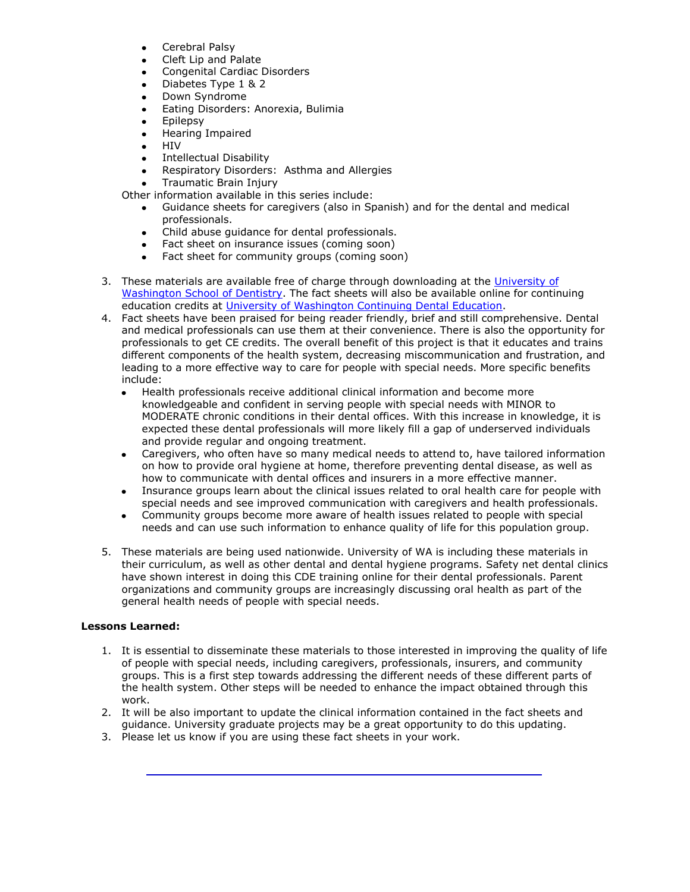- Cerebral Palsy
- Cleft Lip and Palate
- Congenital Cardiac Disorders
- Diabetes Type 1 & 2
- Down Syndrome
- Eating Disorders: Anorexia, Bulimia
- Epilepsy
- Hearing Impaired
- HIV
- Intellectual Disability
- Respiratory Disorders: Asthma and Allergies
- Traumatic Brain Injury

Other information available in this series include:

- Guidance sheets for caregivers (also in Spanish) and for the dental and medical professionals.
- Child abuse guidance for dental professionals.
- Fact sheet on insurance issues (coming soon)
- Fact sheet for community groups (coming soon)

3. These materials are available free of charge through downloading at the University of Washington School of Dentistry. The fact sheets will also be available online for continuing education credits at University of Washington Continuing Dental Education.
4. Fact sheets have been praised for being reader friendly, brief and still comprehensive. Dental and medical professionals can use them at their convenience. There is also the opportunity for professionals to get CE credits. The overall benefit of this project is that it educates and trains different components of the health system, decreasing miscommunication and frustration, and leading to a more effective way to care for people with special needs. More specific benefits include:
   - Health professionals receive additional clinical information and become more knowledgeable and confident in serving people with special needs with MINOR to MODERATE chronic conditions in their dental offices. With this increase in knowledge, it is expected these dental professionals will more likely fill a gap of underserved individuals and provide regular and ongoing treatment.
   - Caregivers, who often have so many medical needs to attend to, have tailored information on how to provide oral hygiene at home, therefore preventing dental disease, as well as how to communicate with dental offices and insurers in a more effective manner.
   - Insurance groups learn about the clinical issues related to oral health care for people with special needs and see improved communication with caregivers and health professionals.
   - Community groups become more aware of health issues related to people with special needs and can use such information to enhance quality of life for this population group.
5. These materials are being used nationwide. University of WA is including these materials in their curriculum, as well as other dental and dental hygiene programs. Safety net dental clinics have shown interest in doing this CDE training online for their dental professionals. Parent organizations and community groups are increasingly discussing oral health as part of the general health needs of people with special needs.

**Lessons Learned:**

1. It is essential to disseminate these materials to those interested in improving the quality of life of people with special needs, including caregivers, professionals, insurers, and community groups. This is a first step towards addressing the different needs of these different parts of the health system. Other steps will be needed to enhance the impact obtained through this work.
2. It will be also important to update the clinical information contained in the fact sheets and guidance. University graduate projects may be a great opportunity to do this updating.
3. Please let us know if you are using these fact sheets in your work.

---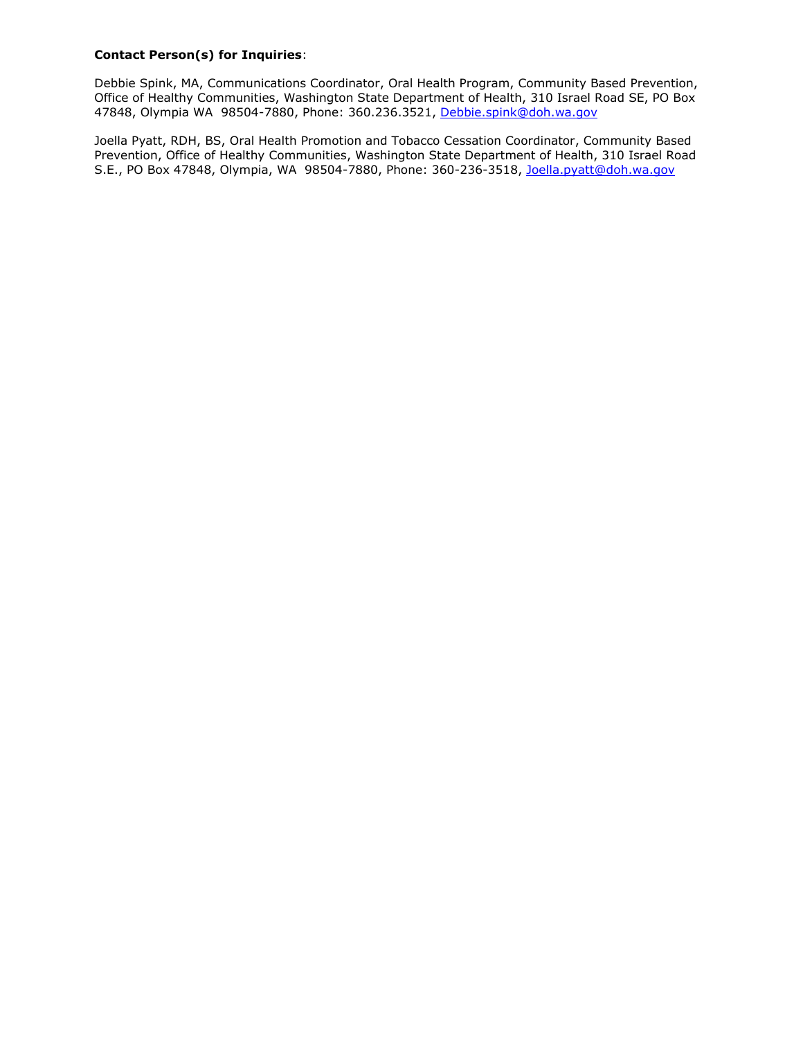**Contact Person(s) for Inquiries**:

Debbie Spink, MA, Communications Coordinator, Oral Health Program, Community Based Prevention, Office of Healthy Communities, Washington State Department of Health, 310 Israel Road SE, PO Box 47848, Olympia WA 98504-7880, Phone: 360.236.3521, Debbie.spink@doh.wa.gov

Joella Pyatt, RDH, BS, Oral Health Promotion and Tobacco Cessation Coordinator, Community Based Prevention, Office of Healthy Communities, Washington State Department of Health, 310 Israel Road S.E., PO Box 47848, Olympia, WA 98504-7880, Phone: 360-236-3518, Joella.pyatt@doh.wa.gov